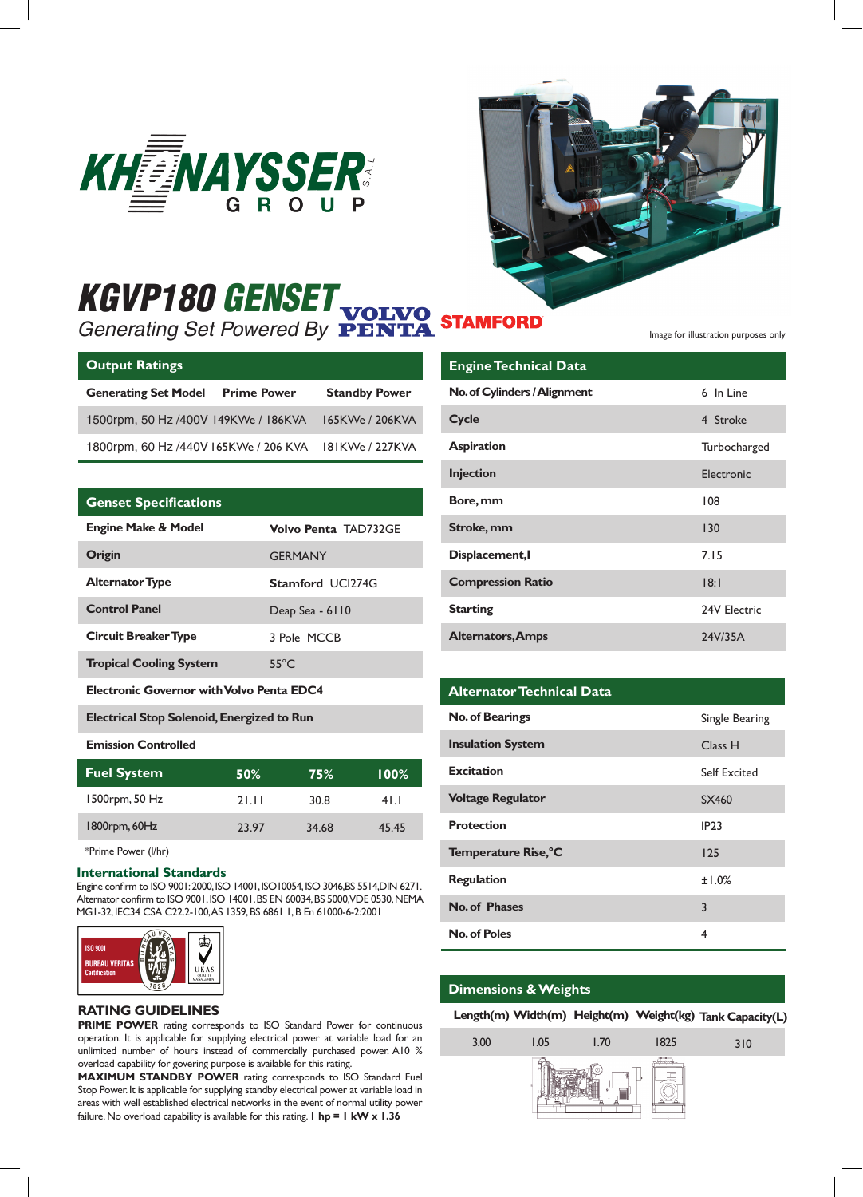# KGVP180 GENSET

*Generating Set Powered By* VOLVO PENTA STAMFORD

Image for illustration purposes only

## Output Ratings

| Generating Set Model | Prime Power | Standby Power |
|---|---|---|
| 1500rpm, 50 Hz /400V | 149KWe / 186KVA | 165KWe / 206KVA |
| 1800rpm, 60 Hz /440V | 165KWe / 206 KVA | 181KWe / 227KVA |

## Genset Specifications

| | |
|---|---|
| **Engine Make & Model** | **Volvo Penta** TAD732GE |
| **Origin** | GERMANY |
| **Alternator Type** | **Stamford** UCI274G |
| **Control Panel** | Deap Sea - 6110 |
| **Circuit Breaker Type** | 3 Pole MCCB |
| **Tropical Cooling System** | 55°C |
| **Electronic Governor with Volvo Penta EDC4** | |
| **Electrical Stop Solenoid, Energized to Run** | |
| **Emission Controlled** | |

| Fuel System | 50% | 75% | 100% |
|---|---|---|---|
| 1500rpm, 50 Hz | 21.11 | 30.8 | 41.1 |
| 1800rpm, 60Hz | 23.97 | 34.68 | 45.45 |

*Prime Power (l/hr)

## International Standards

Engine confirm to ISO 9001:2000, ISO 14001, ISO10054, ISO 3046, BS 5514, DIN 6271.
Alternator confirm to ISO 9001, ISO 14001, BS EN 60034, BS 5000, VDE 0530, NEMA MG1-32, IEC34 CSA C22.2-100, AS 1359, BS 6861 1, B En 61000-6-2:2001

ISO 9001 BUREAU VERITAS Certification — UKAS

## RATING GUIDELINES

**PRIME POWER** rating corresponds to ISO Standard Power for continuous operation. It is applicable for supplying electrical power at variable load for an unlimited number of hours instead of commercially purchased power. A10 % overload capability for govering purpose is available for this rating.

**MAXIMUM STANDBY POWER** rating corresponds to ISO Standard Fuel Stop Power. It is applicable for supplying standby electrical power at variable load in areas with well established electrical networks in the event of normal utility power failure. No overload capability is available for this rating. **1 hp = 1 kW x 1.36**

## Engine Technical Data

| | |
|---|---|
| **No. of Cylinders / Alignment** | 6 In Line |
| **Cycle** | 4 Stroke |
| **Aspiration** | Turbocharged |
| **Injection** | Electronic |
| **Bore, mm** | 108 |
| **Stroke, mm** | 130 |
| **Displacement,l** | 7.15 |
| **Compression Ratio** | 18:1 |
| **Starting** | 24V Electric |
| **Alternators,Amps** | 24V/35A |

## Alternator Technical Data

| | |
|---|---|
| **No. of Bearings** | Single Bearing |
| **Insulation System** | Class H |
| **Excitation** | Self Excited |
| **Voltage Regulator** | SX460 |
| **Protection** | IP23 |
| **Temperature Rise,°C** | 125 |
| **Regulation** | ±1.0% |
| **No. of Phases** | 3 |
| **No. of Poles** | 4 |

## Dimensions & Weights

| Length(m) | Width(m) | Height(m) | Weight(kg) | Tank Capacity(L) |
|---|---|---|---|---|
| 3.00 | 1.05 | 1.70 | 1825 | 310 |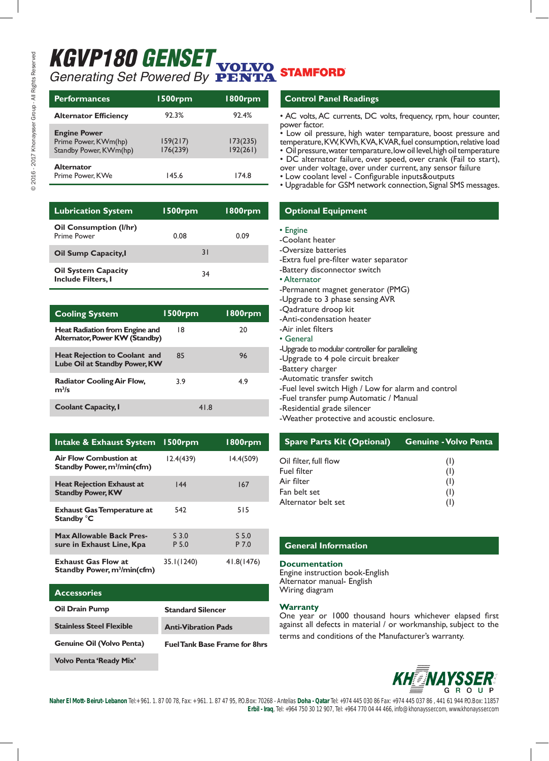# KGVP180 GENSET

Generating Set Powered By VOLVO PENTA STAMFORD

| Performances | 1500rpm | 1800rpm |
|---|---|---|
| **Alternator Efficiency** | 92.3% | 92.4% |
| **Engine Power**<br>Prime Power, KWm(hp)<br>Standby Power, KWm(hp) | <br>159(217)<br>176(239) | <br>173(235)<br>192(261) |
| **Alternator**<br>Prime Power, KWe | <br>145.6 | <br>174.8 |

| Lubrication System | 1500rpm | 1800rpm |
|---|---|---|
| **Oil Consumption (l/hr)**<br>Prime Power | 0.08 | 0.09 |
| **Oil Sump Capacity,l** | 31 | |
| **Oil System Capacity Include Filters, l** | 34 | |

| Cooling System | 1500rpm | 1800rpm |
|---|---|---|
| **Heat Radiation from Engine and Alternator, Power KW (Standby)** | 18 | 20 |
| **Heat Rejection to Coolant and Lube Oil at Standby Power, KW** | 85 | 96 |
| **Radiator Cooling Air Flow, $m^3/s$** | 3.9 | 4.9 |
| **Coolant Capacity, l** | 41.8 | |

| Intake & Exhaust System | 1500rpm | 1800rpm |
|---|---|---|
| **Air Flow Combustion at Standby Power, $m^3$/min(cfm)** | 12.4(439) | 14.4(509) |
| **Heat Rejection Exhaust at Standby Power, KW** | 144 | 167 |
| **Exhaust Gas Temperature at Standby °C** | 542 | 515 |
| **Max Allowable Back Pressure in Exhaust Line, Kpa** | S 3.0<br>P 5.0 | S 5.0<br>P 7.0 |
| **Exhaust Gas Flow at Standby Power, $m^3$/min(cfm)** | 35.1(1240) | 41.8(1476) |

| Accessories | |
|---|---|
| Oil Drain Pump | Standard Silencer |
| Stainless Steel Flexible | Anti-Vibration Pads |
| Genuine Oil (Volvo Penta) | Fuel Tank Base Frame for 8hrs |
| Volvo Penta 'Ready Mix' | |

## Control Panel Readings

- AC volts, AC currents, DC volts, frequency, rpm, hour counter, power factor.
- Low oil pressure, high water temparature, boost pressure and temperature, KW, KWh, KVA, KVAR, fuel consumption, relative load
- Oil pressure, water temparature, low oil level, high oil temperature
- DC alternator failure, over speed, over crank (Fail to start), over under voltage, over under current, any sensor failure
- Low coolant level - Configurable inputs&outputs
- Upgradable for GSM network connection, Signal SMS messages.

## Optional Equipment

- Engine
-Coolant heater
-Oversize batteries
-Extra fuel pre-filter water separator
-Battery disconnector switch
- Alternator
-Permanent magnet generator (PMG)
-Upgrade to 3 phase sensing AVR
-Qadrature droop kit
-Anti-condensation heater
-Air inlet filters
- General
-Upgrade to modular controller for paralleling
-Upgrade to 4 pole circuit breaker
-Battery charger
-Automatic transfer switch
-Fuel level switch High / Low for alarm and control
-Fuel transfer pump Automatic / Manual
-Residential grade silencer
-Weather protective and acoustic enclosure.

| Spare Parts Kit (Optional) | Genuine - Volvo Penta |
|---|---|
| Oil filter, full flow | (1) |
| Fuel filter | (1) |
| Air filter | (1) |
| Fan belt set | (1) |
| Alternator belt set | (1) |

## General Information

**Documentation**
Engine instruction book-English
Alternator manual- English
Wiring diagram

**Warranty**
One year or 1000 thousand hours whichever elapsed first against all defects in material / or workmanship, subject to the terms and conditions of the Manufacturer's warranty.

KHONAYSSER GROUP

**Naher El Mott- Beirut- Lebanon** Tel:+961. 1. 87 00 78, Fax: +961. 1. 87 47 95, P.O.Box: 70268 - Antelias **Doha - Qatar** Tel: +974 445 030 86 Fax: +974 445 037 86 , 441 61 944 P.O.Box: 11857 **Erbil - Iraq**, Tel: +964 750 30 12 907, Tel: +964 770 04 44 466, info@khonaysser.com, www.khonaysser.com

© 2016 - 2017 Khonaysser Group - All Rights Reserved